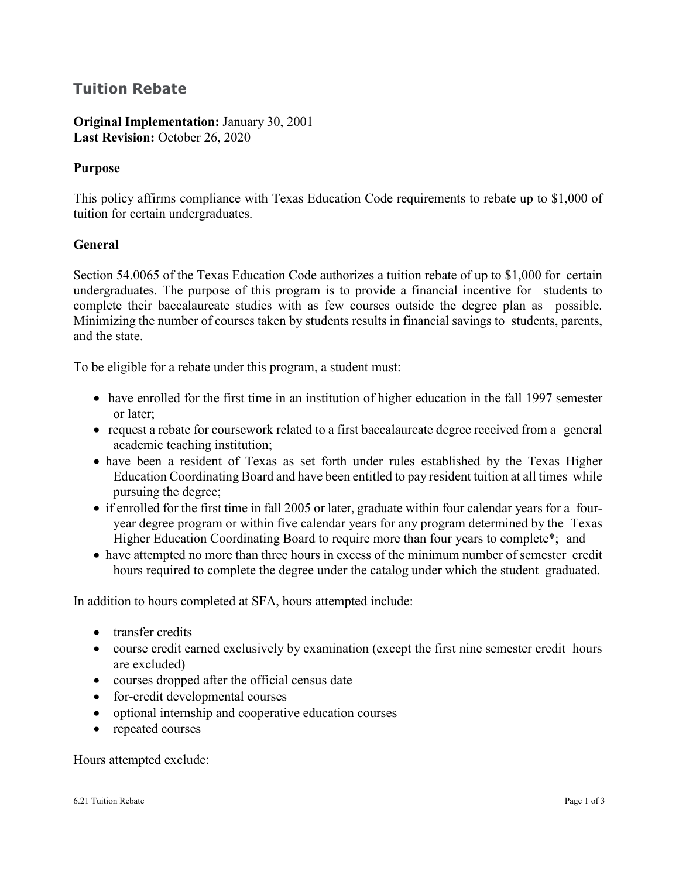## Tuition Rebate

**Original Implementation:** January 30, 2001
**Last Revision:** October 26, 2020

### Purpose

This policy affirms compliance with Texas Education Code requirements to rebate up to $1,000 of tuition for certain undergraduates.

### General

Section 54.0065 of the Texas Education Code authorizes a tuition rebate of up to $1,000 for certain undergraduates. The purpose of this program is to provide a financial incentive for students to complete their baccalaureate studies with as few courses outside the degree plan as possible. Minimizing the number of courses taken by students results in financial savings to students, parents, and the state.

To be eligible for a rebate under this program, a student must:

- have enrolled for the first time in an institution of higher education in the fall 1997 semester or later;
- request a rebate for coursework related to a first baccalaureate degree received from a general academic teaching institution;
- have been a resident of Texas as set forth under rules established by the Texas Higher Education Coordinating Board and have been entitled to pay resident tuition at all times while pursuing the degree;
- if enrolled for the first time in fall 2005 or later, graduate within four calendar years for a four-year degree program or within five calendar years for any program determined by the Texas Higher Education Coordinating Board to require more than four years to complete*; and
- have attempted no more than three hours in excess of the minimum number of semester credit hours required to complete the degree under the catalog under which the student graduated.

In addition to hours completed at SFA, hours attempted include:

- transfer credits
- course credit earned exclusively by examination (except the first nine semester credit hours are excluded)
- courses dropped after the official census date
- for-credit developmental courses
- optional internship and cooperative education courses
- repeated courses

Hours attempted exclude: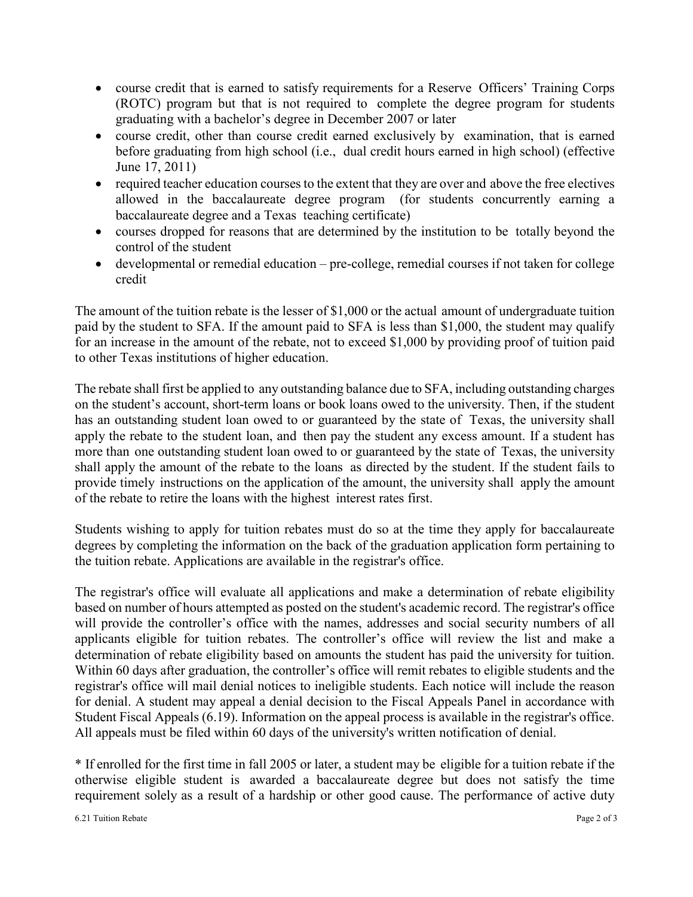- course credit that is earned to satisfy requirements for a Reserve Officers' Training Corps (ROTC) program but that is not required to complete the degree program for students graduating with a bachelor's degree in December 2007 or later
- course credit, other than course credit earned exclusively by examination, that is earned before graduating from high school (i.e., dual credit hours earned in high school) (effective June 17, 2011)
- required teacher education courses to the extent that they are over and above the free electives allowed in the baccalaureate degree program (for students concurrently earning a baccalaureate degree and a Texas teaching certificate)
- courses dropped for reasons that are determined by the institution to be totally beyond the control of the student
- developmental or remedial education – pre-college, remedial courses if not taken for college credit

The amount of the tuition rebate is the lesser of $1,000 or the actual amount of undergraduate tuition paid by the student to SFA. If the amount paid to SFA is less than $1,000, the student may qualify for an increase in the amount of the rebate, not to exceed $1,000 by providing proof of tuition paid to other Texas institutions of higher education.

The rebate shall first be applied to any outstanding balance due to SFA, including outstanding charges on the student's account, short-term loans or book loans owed to the university. Then, if the student has an outstanding student loan owed to or guaranteed by the state of Texas, the university shall apply the rebate to the student loan, and then pay the student any excess amount. If a student has more than one outstanding student loan owed to or guaranteed by the state of Texas, the university shall apply the amount of the rebate to the loans as directed by the student. If the student fails to provide timely instructions on the application of the amount, the university shall apply the amount of the rebate to retire the loans with the highest interest rates first.

Students wishing to apply for tuition rebates must do so at the time they apply for baccalaureate degrees by completing the information on the back of the graduation application form pertaining to the tuition rebate. Applications are available in the registrar's office.

The registrar's office will evaluate all applications and make a determination of rebate eligibility based on number of hours attempted as posted on the student's academic record. The registrar's office will provide the controller's office with the names, addresses and social security numbers of all applicants eligible for tuition rebates. The controller's office will review the list and make a determination of rebate eligibility based on amounts the student has paid the university for tuition. Within 60 days after graduation, the controller's office will remit rebates to eligible students and the registrar's office will mail denial notices to ineligible students. Each notice will include the reason for denial. A student may appeal a denial decision to the Fiscal Appeals Panel in accordance with Student Fiscal Appeals (6.19). Information on the appeal process is available in the registrar's office. All appeals must be filed within 60 days of the university's written notification of denial.

* If enrolled for the first time in fall 2005 or later, a student may be eligible for a tuition rebate if the otherwise eligible student is awarded a baccalaureate degree but does not satisfy the time requirement solely as a result of a hardship or other good cause. The performance of active duty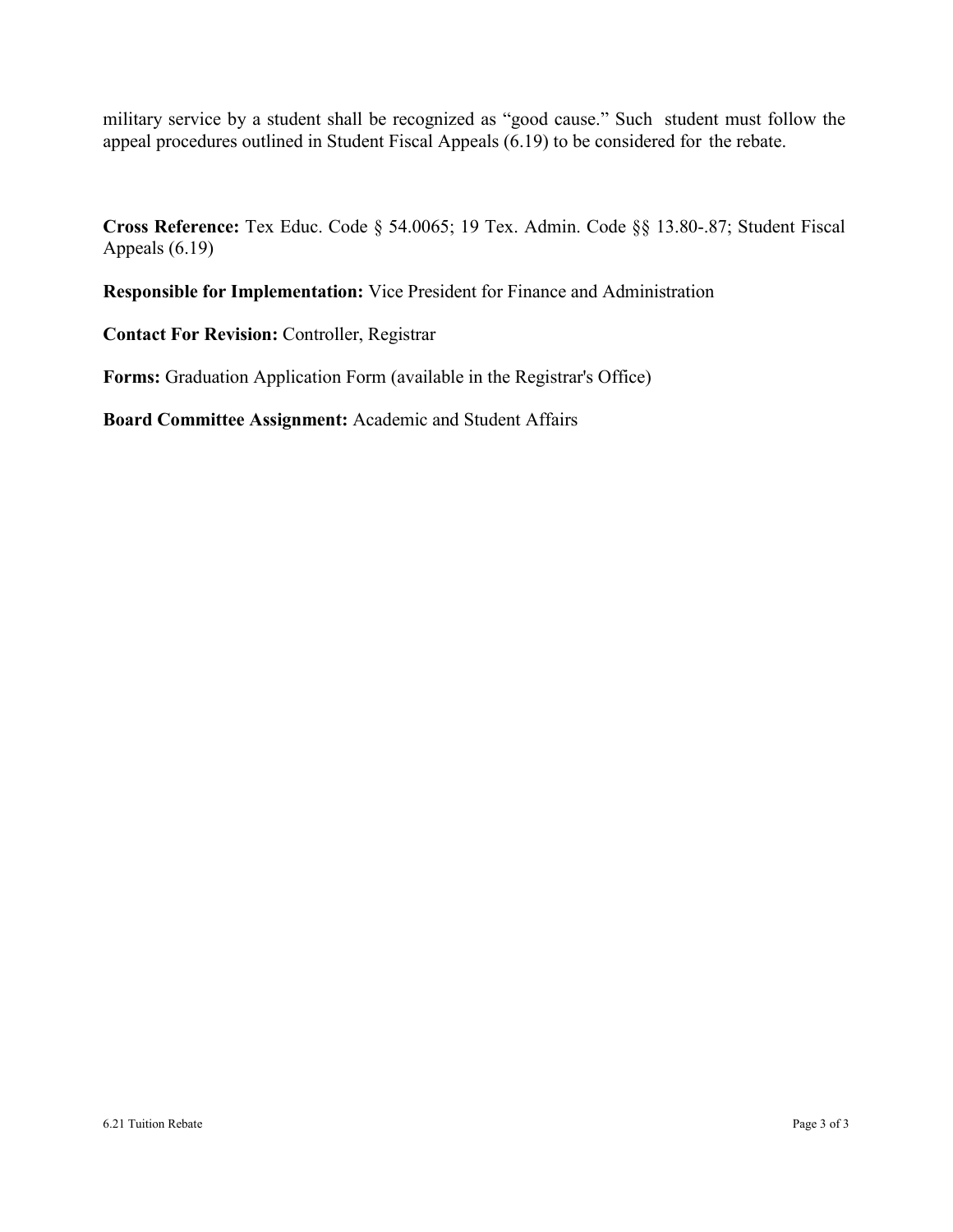military service by a student shall be recognized as "good cause." Such student must follow the appeal procedures outlined in Student Fiscal Appeals (6.19) to be considered for the rebate.

**Cross Reference:** Tex Educ. Code § 54.0065; 19 Tex. Admin. Code §§ 13.80-.87; Student Fiscal Appeals (6.19)

**Responsible for Implementation:** Vice President for Finance and Administration

**Contact For Revision:** Controller, Registrar

**Forms:** Graduation Application Form (available in the Registrar's Office)

**Board Committee Assignment:** Academic and Student Affairs